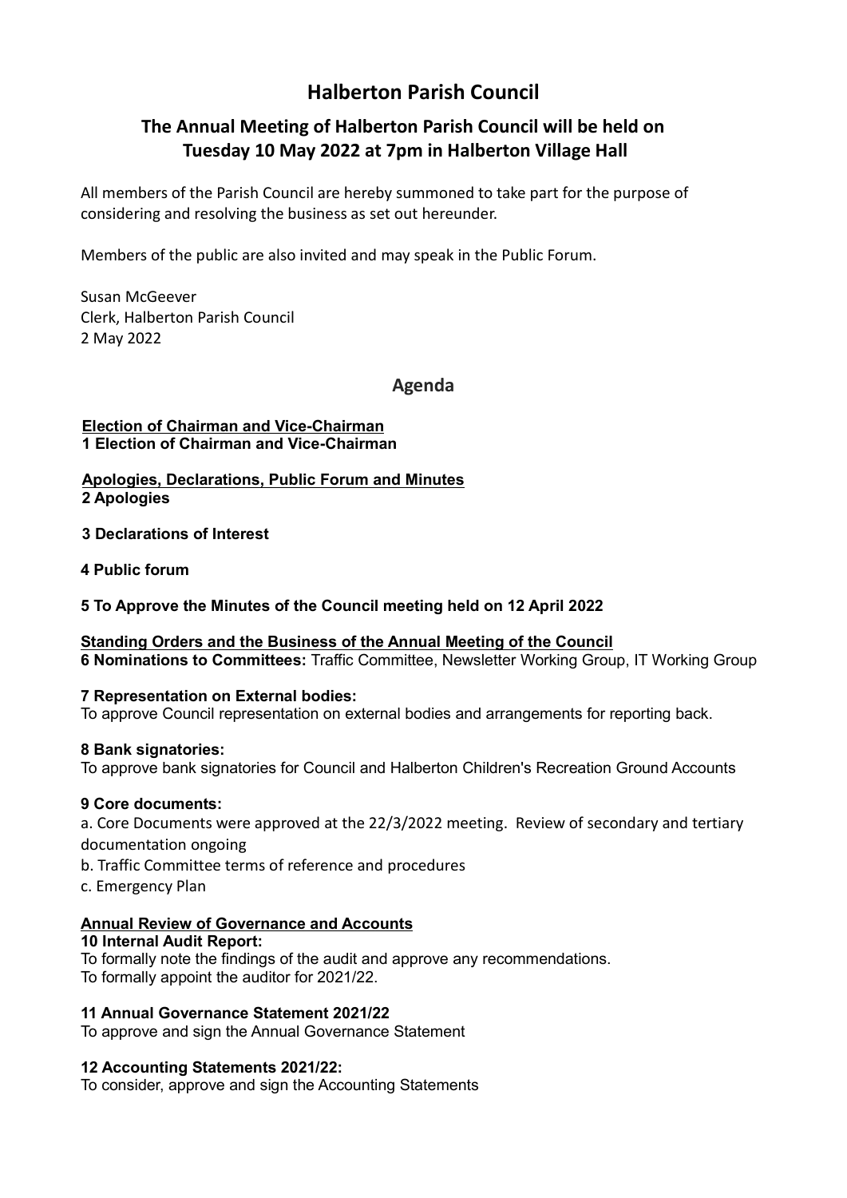# Halberton Parish Council

## The Annual Meeting of Halberton Parish Council will be held on Tuesday 10 May 2022 at 7pm in Halberton Village Hall

All members of the Parish Council are hereby summoned to take part for the purpose of considering and resolving the business as set out hereunder.

Members of the public are also invited and may speak in the Public Forum.

Susan McGeever
Clerk, Halberton Parish Council
2 May 2022

## Agenda

**Election of Chairman and Vice-Chairman**

**1 Election of Chairman and Vice-Chairman**

**Apologies, Declarations, Public Forum and Minutes**

**2 Apologies**

**3 Declarations of Interest**

**4 Public forum**

**5 To Approve the Minutes of the Council meeting held on 12 April 2022**

**Standing Orders and the Business of the Annual Meeting of the Council**

**6 Nominations to Committees:** Traffic Committee, Newsletter Working Group, IT Working Group

**7 Representation on External bodies:**
To approve Council representation on external bodies and arrangements for reporting back.

**8 Bank signatories:**
To approve bank signatories for Council and Halberton Children's Recreation Ground Accounts

**9 Core documents:**

a. Core Documents were approved at the 22/3/2022 meeting. Review of secondary and tertiary documentation ongoing

b. Traffic Committee terms of reference and procedures

c. Emergency Plan

**Annual Review of Governance and Accounts**

**10 Internal Audit Report:**
To formally note the findings of the audit and approve any recommendations.
To formally appoint the auditor for 2021/22.

**11 Annual Governance Statement 2021/22**
To approve and sign the Annual Governance Statement

**12 Accounting Statements 2021/22:**
To consider, approve and sign the Accounting Statements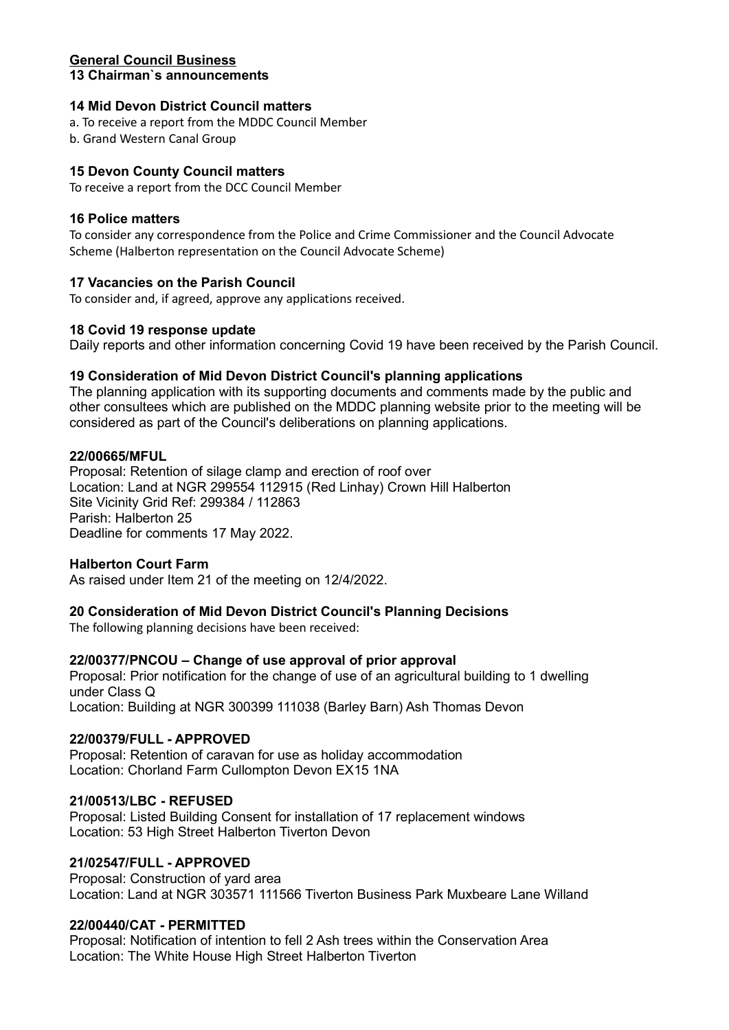## General Council Business

### 13 Chairman`s announcements

### 14 Mid Devon District Council matters

a. To receive a report from the MDDC Council Member
b. Grand Western Canal Group

### 15 Devon County Council matters

To receive a report from the DCC Council Member

### 16 Police matters

To consider any correspondence from the Police and Crime Commissioner and the Council Advocate Scheme (Halberton representation on the Council Advocate Scheme)

### 17 Vacancies on the Parish Council

To consider and, if agreed, approve any applications received.

### 18 Covid 19 response update

Daily reports and other information concerning Covid 19 have been received by the Parish Council.

### 19 Consideration of Mid Devon District Council's planning applications

The planning application with its supporting documents and comments made by the public and other consultees which are published on the MDDC planning website prior to the meeting will be considered as part of the Council's deliberations on planning applications.

**22/00665/MFUL**
Proposal: Retention of silage clamp and erection of roof over
Location: Land at NGR 299554 112915 (Red Linhay) Crown Hill Halberton
Site Vicinity Grid Ref: 299384 / 112863
Parish: Halberton 25
Deadline for comments 17 May 2022.

**Halberton Court Farm**
As raised under Item 21 of the meeting on 12/4/2022.

### 20 Consideration of Mid Devon District Council's Planning Decisions

The following planning decisions have been received:

**22/00377/PNCOU – Change of use approval of prior approval**
Proposal: Prior notification for the change of use of an agricultural building to 1 dwelling under Class Q
Location: Building at NGR 300399 111038 (Barley Barn) Ash Thomas Devon

**22/00379/FULL - APPROVED**
Proposal: Retention of caravan for use as holiday accommodation
Location: Chorland Farm Cullompton Devon EX15 1NA

**21/00513/LBC - REFUSED**
Proposal: Listed Building Consent for installation of 17 replacement windows
Location: 53 High Street Halberton Tiverton Devon

**21/02547/FULL - APPROVED**
Proposal: Construction of yard area
Location: Land at NGR 303571 111566 Tiverton Business Park Muxbeare Lane Willand

**22/00440/CAT - PERMITTED**
Proposal: Notification of intention to fell 2 Ash trees within the Conservation Area
Location: The White House High Street Halberton Tiverton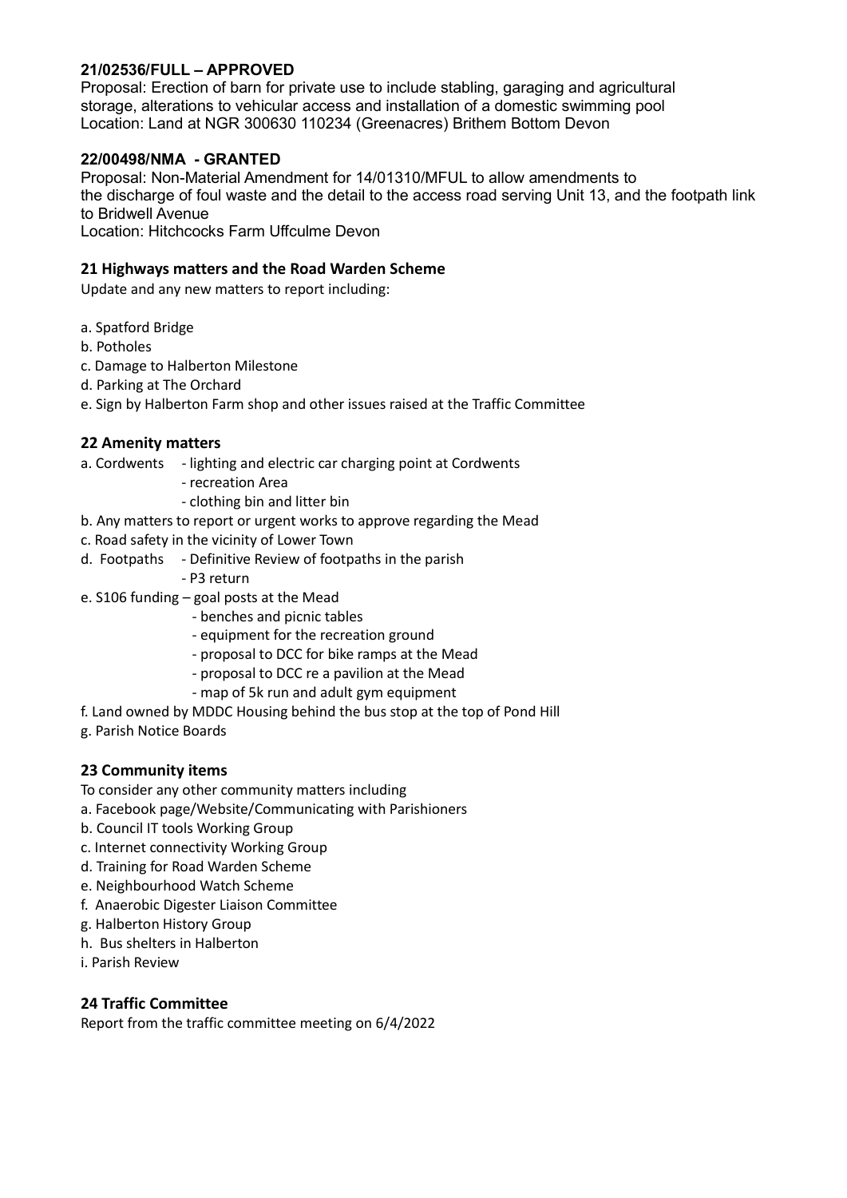**21/02536/FULL – APPROVED**
Proposal: Erection of barn for private use to include stabling, garaging and agricultural storage, alterations to vehicular access and installation of a domestic swimming pool
Location: Land at NGR 300630 110234 (Greenacres) Brithem Bottom Devon

**22/00498/NMA - GRANTED**
Proposal: Non-Material Amendment for 14/01310/MFUL to allow amendments to the discharge of foul waste and the detail to the access road serving Unit 13, and the footpath link to Bridwell Avenue
Location: Hitchcocks Farm Uffculme Devon

## 21 Highways matters and the Road Warden Scheme

Update and any new matters to report including:

a. Spatford Bridge
b. Potholes
c. Damage to Halberton Milestone
d. Parking at The Orchard
e. Sign by Halberton Farm shop and other issues raised at the Traffic Committee

## 22 Amenity matters

a. Cordwents
  - lighting and electric car charging point at Cordwents
  - recreation Area
  - clothing bin and litter bin

b. Any matters to report or urgent works to approve regarding the Mead
c. Road safety in the vicinity of Lower Town
d. Footpaths
  - Definitive Review of footpaths in the parish
  - P3 return

e. S106 funding
  - goal posts at the Mead
  - benches and picnic tables
  - equipment for the recreation ground
  - proposal to DCC for bike ramps at the Mead
  - proposal to DCC re a pavilion at the Mead
  - map of 5k run and adult gym equipment

f. Land owned by MDDC Housing behind the bus stop at the top of Pond Hill
g. Parish Notice Boards

## 23 Community items

To consider any other community matters including

a. Facebook page/Website/Communicating with Parishioners
b. Council IT tools Working Group
c. Internet connectivity Working Group
d. Training for Road Warden Scheme
e. Neighbourhood Watch Scheme
f. Anaerobic Digester Liaison Committee
g. Halberton History Group
h. Bus shelters in Halberton
i. Parish Review

## 24 Traffic Committee

Report from the traffic committee meeting on 6/4/2022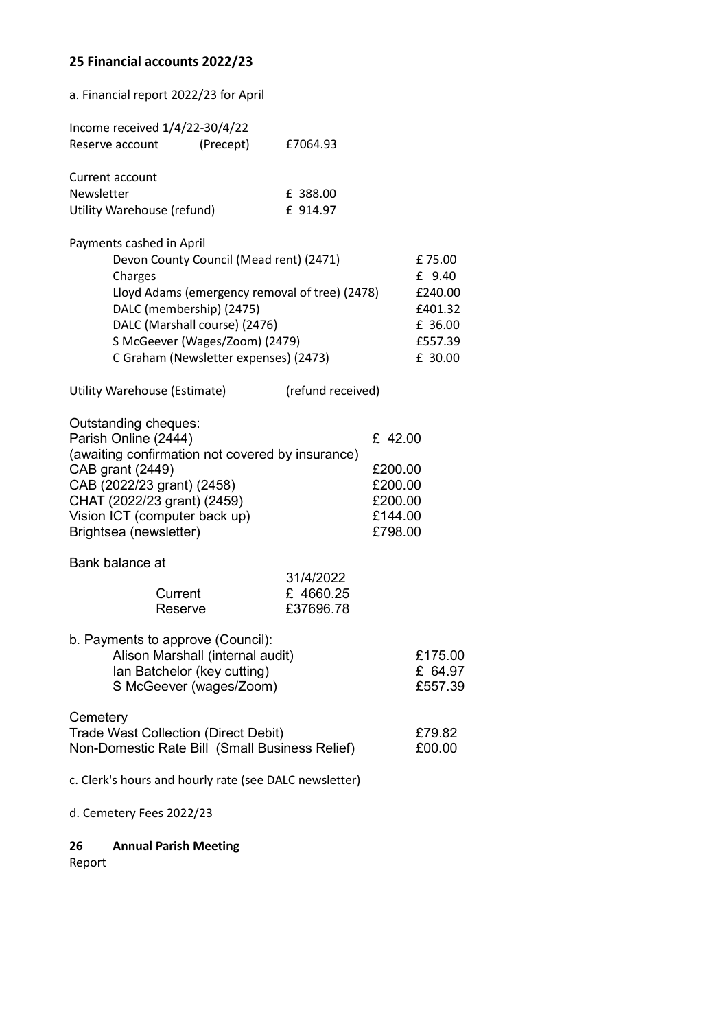**25 Financial accounts 2022/23**

a. Financial report 2022/23 for April

Income received 1/4/22-30/4/22

| | | |
|---|---|---|
| Reserve account | (Precept) | £7064.93 |

Current account

| | |
|---|---|
| Newsletter | £ 388.00 |
| Utility Warehouse (refund) | £ 914.97 |

Payments cashed in April

| | |
|---|---|
| Devon County Council (Mead rent) (2471) | £ 75.00 |
| Charges | £ 9.40 |
| Lloyd Adams (emergency removal of tree) (2478) | £240.00 |
| DALC (membership) (2475) | £401.32 |
| DALC (Marshall course) (2476) | £ 36.00 |
| S McGeever (Wages/Zoom) (2479) | £557.39 |
| C Graham (Newsletter expenses) (2473) | £ 30.00 |

Utility Warehouse (Estimate) (refund received)

Outstanding cheques:

| | |
|---|---|
| Parish Online (2444) (awaiting confirmation not covered by insurance) | £ 42.00 |
| CAB grant (2449) | £200.00 |
| CAB (2022/23 grant) (2458) | £200.00 |
| CHAT (2022/23 grant) (2459) | £200.00 |
| Vision ICT (computer back up) | £144.00 |
| Brightsea (newsletter) | £798.00 |

Bank balance at

| | 31/4/2022 |
|---|---|
| Current | £ 4660.25 |
| Reserve | £37696.78 |

b. Payments to approve (Council):

| | |
|---|---|
| Alison Marshall (internal audit) | £175.00 |
| Ian Batchelor (key cutting) | £ 64.97 |
| S McGeever (wages/Zoom) | £557.39 |

Cemetery

| | |
|---|---|
| Trade Wast Collection (Direct Debit) | £79.82 |
| Non-Domestic Rate Bill (Small Business Relief) | £00.00 |

c. Clerk's hours and hourly rate (see DALC newsletter)

d. Cemetery Fees 2022/23

**26 Annual Parish Meeting**

Report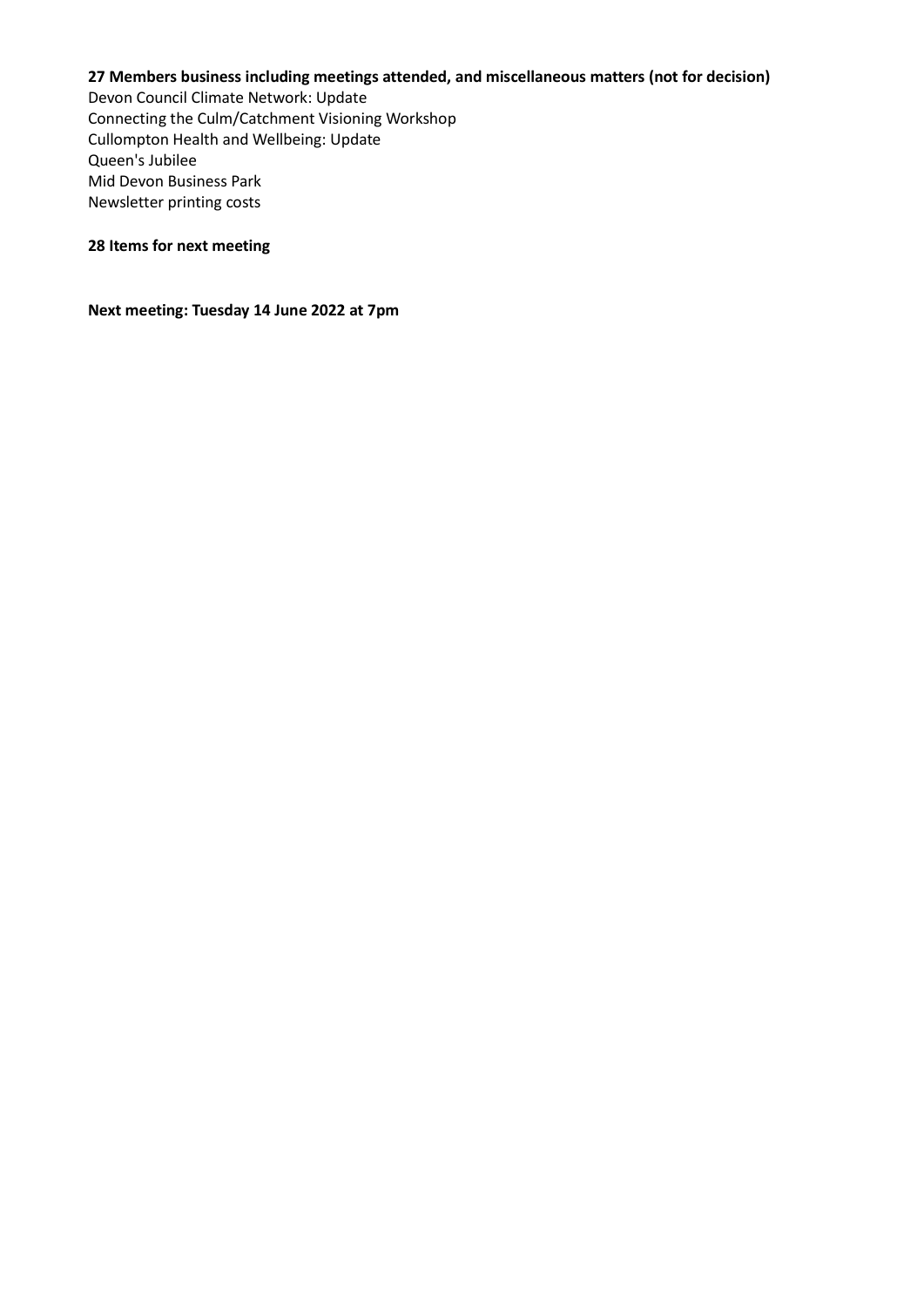**27 Members business including meetings attended, and miscellaneous matters (not for decision)**

Devon Council Climate Network: Update
Connecting the Culm/Catchment Visioning Workshop
Cullompton Health and Wellbeing: Update
Queen's Jubilee
Mid Devon Business Park
Newsletter printing costs

**28 Items for next meeting**

**Next meeting: Tuesday 14 June 2022 at 7pm**